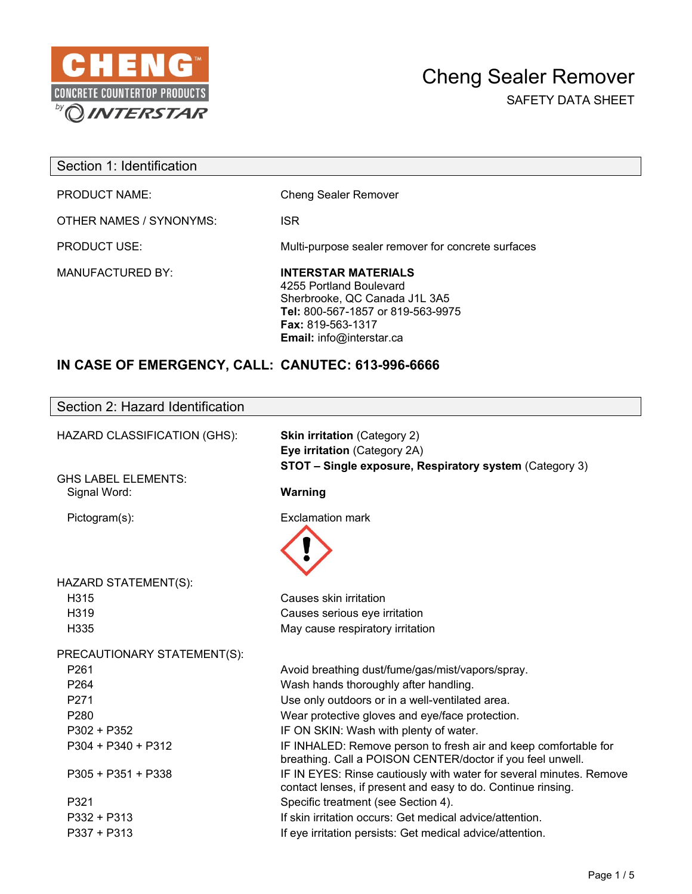CHENG™
CONCRETE COUNTERTOP PRODUCTS
by INTERSTAR

# Cheng Sealer Remover

SAFETY DATA SHEET

## Section 1: Identification

| | |
|---|---|
| PRODUCT NAME: | Cheng Sealer Remover |
| OTHER NAMES / SYNONYMS: | ISR |
| PRODUCT USE: | Multi-purpose sealer remover for concrete surfaces |
| MANUFACTURED BY: | **INTERSTAR MATERIALS**<br>4255 Portland Boulevard<br>Sherbrooke, QC Canada J1L 3A5<br>**Tel:** 800-567-1857 or 819-563-9975<br>**Fax:** 819-563-1317<br>**Email:** info@interstar.ca |

**IN CASE OF EMERGENCY, CALL: CANUTEC: 613-996-6666**

## Section 2: Hazard Identification

HAZARD CLASSIFICATION (GHS):
- **Skin irritation** (Category 2)
- **Eye irritation** (Category 2A)
- **STOT – Single exposure, Respiratory system** (Category 3)

GHS LABEL ELEMENTS:

Signal Word: **Warning**

Pictogram(s): Exclamation mark

HAZARD STATEMENT(S):

| | |
|---|---|
| H315 | Causes skin irritation |
| H319 | Causes serious eye irritation |
| H335 | May cause respiratory irritation |

PRECAUTIONARY STATEMENT(S):

| | |
|---|---|
| P261 | Avoid breathing dust/fume/gas/mist/vapors/spray. |
| P264 | Wash hands thoroughly after handling. |
| P271 | Use only outdoors or in a well-ventilated area. |
| P280 | Wear protective gloves and eye/face protection. |
| P302 + P352 | IF ON SKIN: Wash with plenty of water. |
| P304 + P340 + P312 | IF INHALED: Remove person to fresh air and keep comfortable for breathing. Call a POISON CENTER/doctor if you feel unwell. |
| P305 + P351 + P338 | IF IN EYES: Rinse cautiously with water for several minutes. Remove contact lenses, if present and easy to do. Continue rinsing. |
| P321 | Specific treatment (see Section 4). |
| P332 + P313 | If skin irritation occurs: Get medical advice/attention. |
| P337 + P313 | If eye irritation persists: Get medical advice/attention. |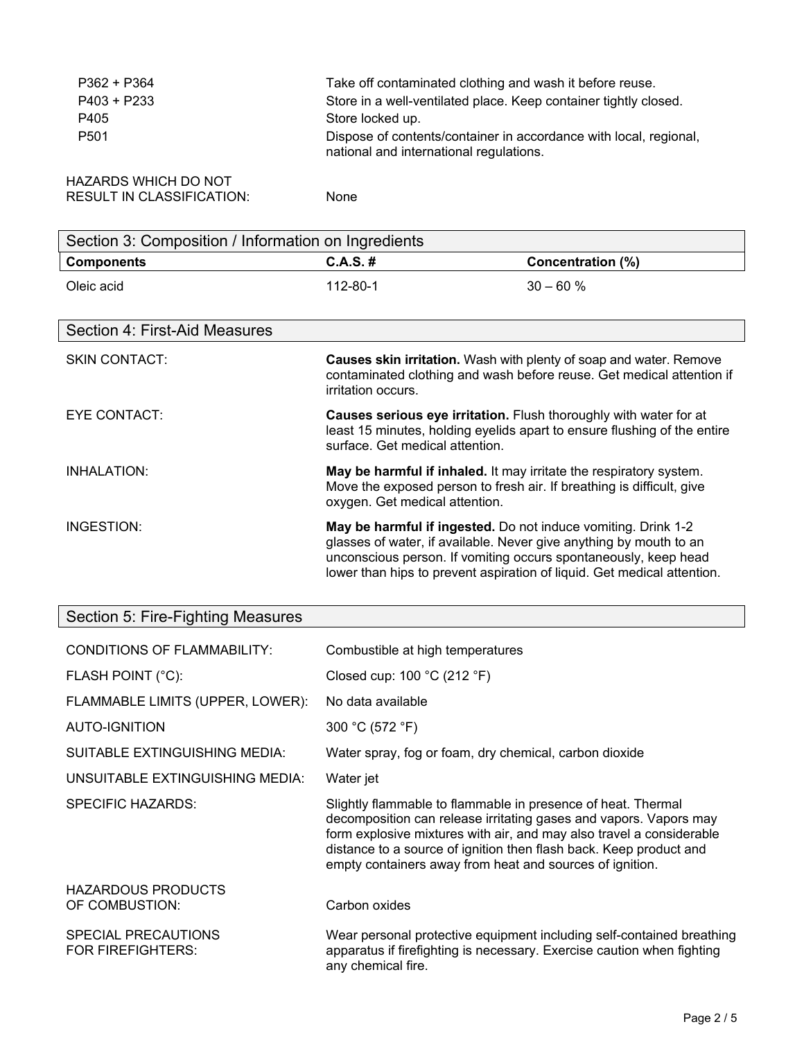| | |
|---|---|
| P362 + P364 | Take off contaminated clothing and wash it before reuse. |
| P403 + P233 | Store in a well-ventilated place. Keep container tightly closed. |
| P405 | Store locked up. |
| P501 | Dispose of contents/container in accordance with local, regional, national and international regulations. |

HAZARDS WHICH DO NOT RESULT IN CLASSIFICATION: None

## Section 3: Composition / Information on Ingredients

| Components | C.A.S. # | Concentration (%) |
|---|---|---|
| Oleic acid | 112-80-1 | 30 – 60 % |

## Section 4: First-Aid Measures

**SKIN CONTACT:** **Causes skin irritation.** Wash with plenty of soap and water. Remove contaminated clothing and wash before reuse. Get medical attention if irritation occurs.

**EYE CONTACT:** **Causes serious eye irritation.** Flush thoroughly with water for at least 15 minutes, holding eyelids apart to ensure flushing of the entire surface. Get medical attention.

**INHALATION:** **May be harmful if inhaled.** It may irritate the respiratory system. Move the exposed person to fresh air. If breathing is difficult, give oxygen. Get medical attention.

**INGESTION:** **May be harmful if ingested.** Do not induce vomiting. Drink 1-2 glasses of water, if available. Never give anything by mouth to an unconscious person. If vomiting occurs spontaneously, keep head lower than hips to prevent aspiration of liquid. Get medical attention.

## Section 5: Fire-Fighting Measures

| | |
|---|---|
| CONDITIONS OF FLAMMABILITY: | Combustible at high temperatures |
| FLASH POINT (°C): | Closed cup: 100 °C (212 °F) |
| FLAMMABLE LIMITS (UPPER, LOWER): | No data available |
| AUTO-IGNITION | 300 °C (572 °F) |
| SUITABLE EXTINGUISHING MEDIA: | Water spray, fog or foam, dry chemical, carbon dioxide |
| UNSUITABLE EXTINGUISHING MEDIA: | Water jet |
| SPECIFIC HAZARDS: | Slightly flammable to flammable in presence of heat. Thermal decomposition can release irritating gases and vapors. Vapors may form explosive mixtures with air, and may also travel a considerable distance to a source of ignition then flash back. Keep product and empty containers away from heat and sources of ignition. |
| HAZARDOUS PRODUCTS OF COMBUSTION: | Carbon oxides |
| SPECIAL PRECAUTIONS FOR FIREFIGHTERS: | Wear personal protective equipment including self-contained breathing apparatus if firefighting is necessary. Exercise caution when fighting any chemical fire. |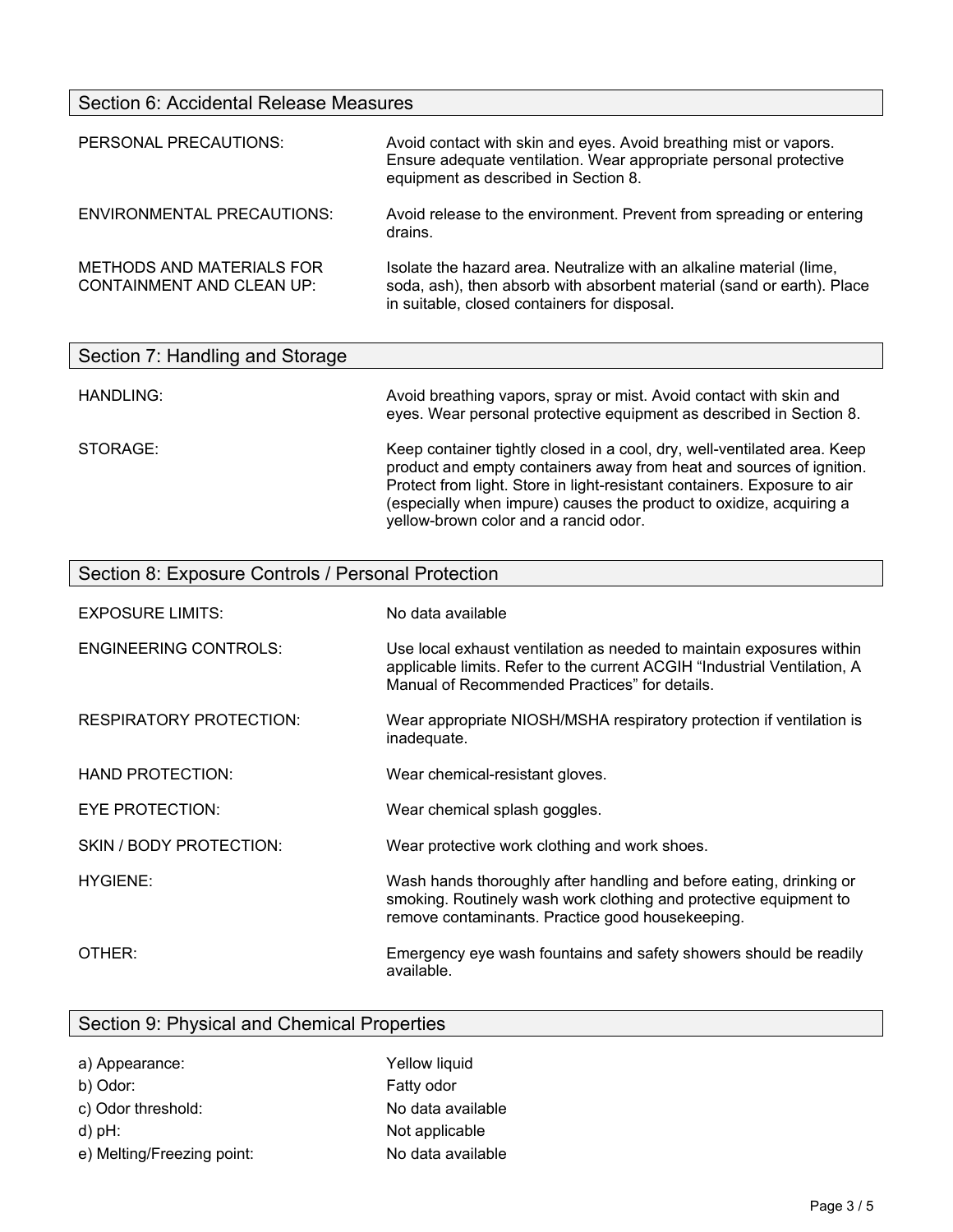## Section 6: Accidental Release Measures

| | |
|---|---|
| PERSONAL PRECAUTIONS: | Avoid contact with skin and eyes. Avoid breathing mist or vapors. Ensure adequate ventilation. Wear appropriate personal protective equipment as described in Section 8. |
| ENVIRONMENTAL PRECAUTIONS: | Avoid release to the environment. Prevent from spreading or entering drains. |
| METHODS AND MATERIALS FOR CONTAINMENT AND CLEAN UP: | Isolate the hazard area. Neutralize with an alkaline material (lime, soda, ash), then absorb with absorbent material (sand or earth). Place in suitable, closed containers for disposal. |

## Section 7: Handling and Storage

| | |
|---|---|
| HANDLING: | Avoid breathing vapors, spray or mist. Avoid contact with skin and eyes. Wear personal protective equipment as described in Section 8. |
| STORAGE: | Keep container tightly closed in a cool, dry, well-ventilated area. Keep product and empty containers away from heat and sources of ignition. Protect from light. Store in light-resistant containers. Exposure to air (especially when impure) causes the product to oxidize, acquiring a yellow-brown color and a rancid odor. |

## Section 8: Exposure Controls / Personal Protection

| | |
|---|---|
| EXPOSURE LIMITS: | No data available |
| ENGINEERING CONTROLS: | Use local exhaust ventilation as needed to maintain exposures within applicable limits. Refer to the current ACGIH "Industrial Ventilation, A Manual of Recommended Practices" for details. |
| RESPIRATORY PROTECTION: | Wear appropriate NIOSH/MSHA respiratory protection if ventilation is inadequate. |
| HAND PROTECTION: | Wear chemical-resistant gloves. |
| EYE PROTECTION: | Wear chemical splash goggles. |
| SKIN / BODY PROTECTION: | Wear protective work clothing and work shoes. |
| HYGIENE: | Wash hands thoroughly after handling and before eating, drinking or smoking. Routinely wash work clothing and protective equipment to remove contaminants. Practice good housekeeping. |
| OTHER: | Emergency eye wash fountains and safety showers should be readily available. |

## Section 9: Physical and Chemical Properties

| | |
|---|---|
| a) Appearance: | Yellow liquid |
| b) Odor: | Fatty odor |
| c) Odor threshold: | No data available |
| d) pH: | Not applicable |
| e) Melting/Freezing point: | No data available |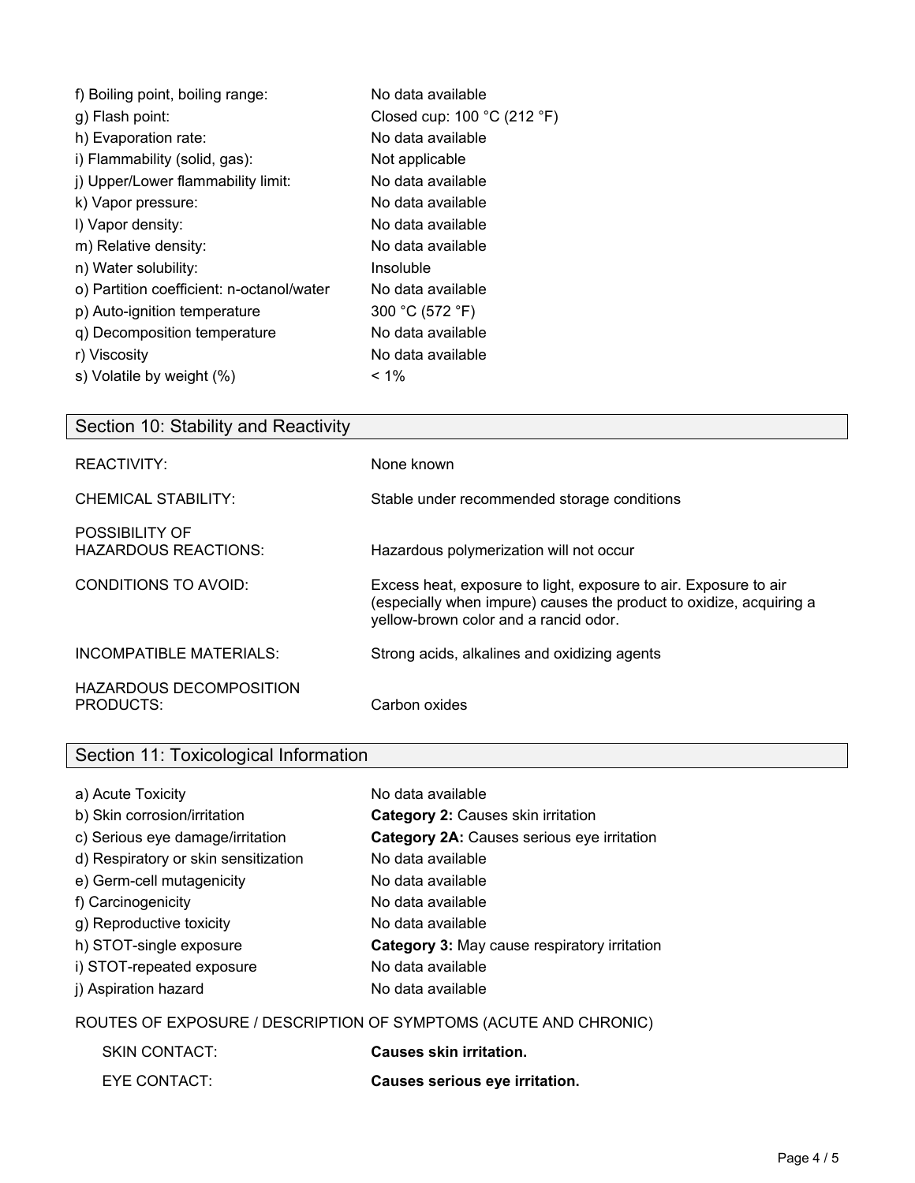| | |
|---|---|
| f) Boiling point, boiling range: | No data available |
| g) Flash point: | Closed cup: 100 °C (212 °F) |
| h) Evaporation rate: | No data available |
| i) Flammability (solid, gas): | Not applicable |
| j) Upper/Lower flammability limit: | No data available |
| k) Vapor pressure: | No data available |
| l) Vapor density: | No data available |
| m) Relative density: | No data available |
| n) Water solubility: | Insoluble |
| o) Partition coefficient: n-octanol/water | No data available |
| p) Auto-ignition temperature | 300 °C (572 °F) |
| q) Decomposition temperature | No data available |
| r) Viscosity | No data available |
| s) Volatile by weight (%) | < 1% |

## Section 10: Stability and Reactivity

| | |
|---|---|
| REACTIVITY: | None known |
| CHEMICAL STABILITY: | Stable under recommended storage conditions |
| POSSIBILITY OF HAZARDOUS REACTIONS: | Hazardous polymerization will not occur |
| CONDITIONS TO AVOID: | Excess heat, exposure to light, exposure to air. Exposure to air (especially when impure) causes the product to oxidize, acquiring a yellow-brown color and a rancid odor. |
| INCOMPATIBLE MATERIALS: | Strong acids, alkalines and oxidizing agents |
| HAZARDOUS DECOMPOSITION PRODUCTS: | Carbon oxides |

## Section 11: Toxicological Information

| | |
|---|---|
| a) Acute Toxicity | No data available |
| b) Skin corrosion/irritation | **Category 2:** Causes skin irritation |
| c) Serious eye damage/irritation | **Category 2A:** Causes serious eye irritation |
| d) Respiratory or skin sensitization | No data available |
| e) Germ-cell mutagenicity | No data available |
| f) Carcinogenicity | No data available |
| g) Reproductive toxicity | No data available |
| h) STOT-single exposure | **Category 3:** May cause respiratory irritation |
| i) STOT-repeated exposure | No data available |
| j) Aspiration hazard | No data available |

ROUTES OF EXPOSURE / DESCRIPTION OF SYMPTOMS (ACUTE AND CHRONIC)

| | |
|---|---|
| SKIN CONTACT: | **Causes skin irritation.** |
| EYE CONTACT: | **Causes serious eye irritation.** |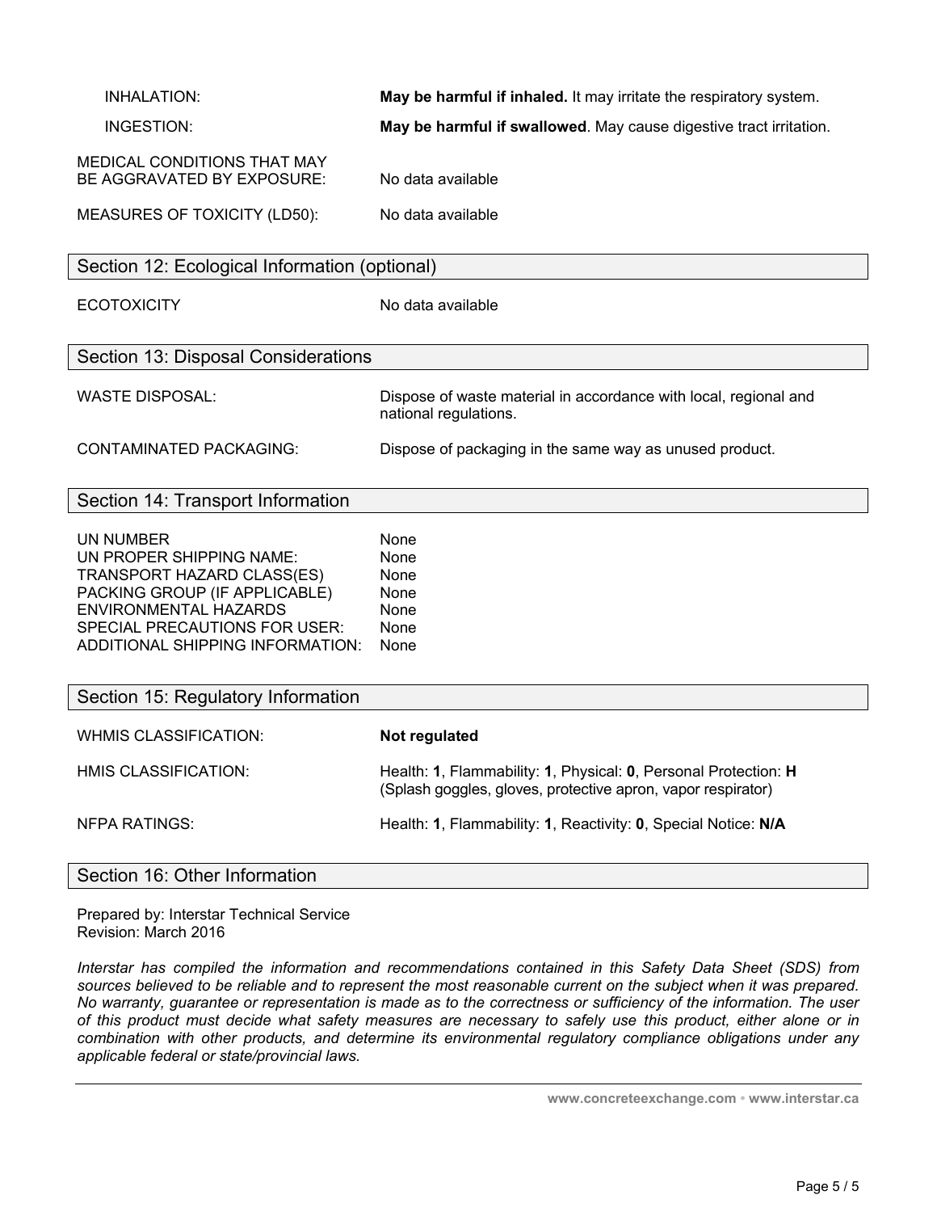| | |
|---|---|
| INHALATION: | **May be harmful if inhaled.** It may irritate the respiratory system. |
| INGESTION: | **May be harmful if swallowed**. May cause digestive tract irritation. |
| MEDICAL CONDITIONS THAT MAY BE AGGRAVATED BY EXPOSURE: | No data available |
| MEASURES OF TOXICITY (LD50): | No data available |

## Section 12: Ecological Information (optional)

| | |
|---|---|
| ECOTOXICITY | No data available |

## Section 13: Disposal Considerations

| | |
|---|---|
| WASTE DISPOSAL: | Dispose of waste material in accordance with local, regional and national regulations. |
| CONTAMINATED PACKAGING: | Dispose of packaging in the same way as unused product. |

## Section 14: Transport Information

| | |
|---|---|
| UN NUMBER | None |
| UN PROPER SHIPPING NAME: | None |
| TRANSPORT HAZARD CLASS(ES) | None |
| PACKING GROUP (IF APPLICABLE) | None |
| ENVIRONMENTAL HAZARDS | None |
| SPECIAL PRECAUTIONS FOR USER: | None |
| ADDITIONAL SHIPPING INFORMATION: | None |

## Section 15: Regulatory Information

| | |
|---|---|
| WHMIS CLASSIFICATION: | **Not regulated** |
| HMIS CLASSIFICATION: | Health: **1**, Flammability: **1**, Physical: **0**, Personal Protection: **H** (Splash goggles, gloves, protective apron, vapor respirator) |
| NFPA RATINGS: | Health: **1**, Flammability: **1**, Reactivity: **0**, Special Notice: **N/A** |

## Section 16: Other Information

Prepared by: Interstar Technical Service
Revision: March 2016

*Interstar has compiled the information and recommendations contained in this Safety Data Sheet (SDS) from sources believed to be reliable and to represent the most reasonable current on the subject when it was prepared. No warranty, guarantee or representation is made as to the correctness or sufficiency of the information. The user of this product must decide what safety measures are necessary to safely use this product, either alone or in combination with other products, and determine its environmental regulatory compliance obligations under any applicable federal or state/provincial laws.*

**www.concreteexchange.com • www.interstar.ca**